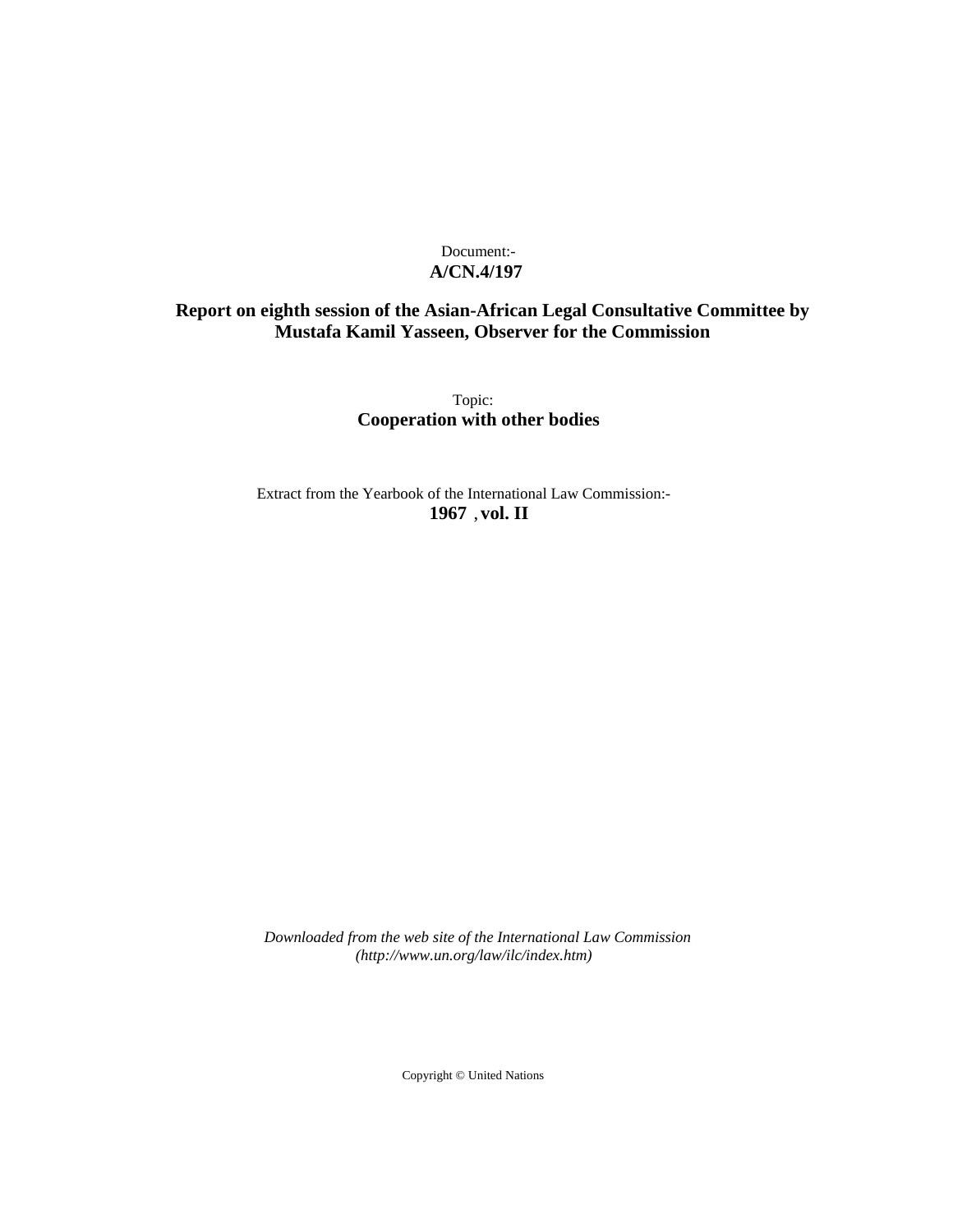Document:-
**A/CN.4/197**

**Report on eighth session of the Asian-African Legal Consultative Committee by Mustafa Kamil Yasseen, Observer for the Commission**

Topic:
**Cooperation with other bodies**

Extract from the Yearbook of the International Law Commission:-
**1967 , vol. II**

*Downloaded from the web site of the International Law Commission (http://www.un.org/law/ilc/index.htm)*

Copyright © United Nations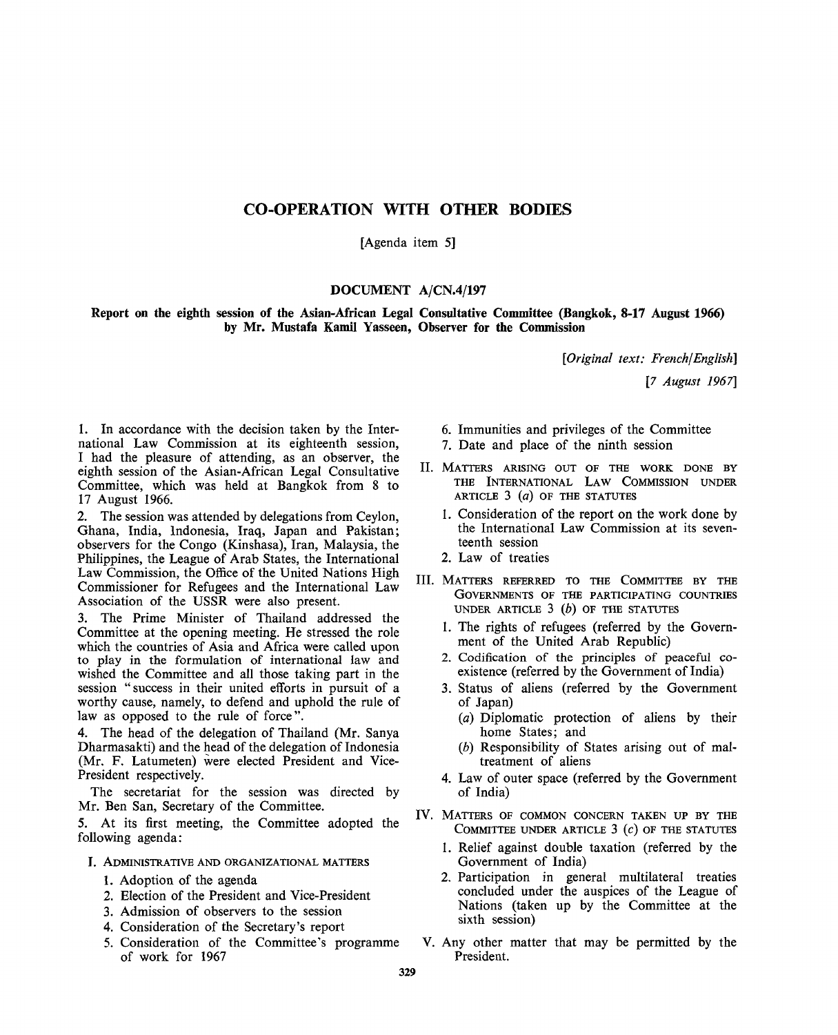# CO-OPERATION WITH OTHER BODIES

[Agenda item 5]

## DOCUMENT A/CN.4/197

**Report on the eighth session of the Asian-African Legal Consultative Committee (Bangkok, 8-17 August 1966) by Mr. Mustafa Kamil Yasseen, Observer for the Commission**

*[Original text: French/English]*

*[7 August 1967]*

1. In accordance with the decision taken by the International Law Commission at its eighteenth session, I had the pleasure of attending, as an observer, the eighth session of the Asian-African Legal Consultative Committee, which was held at Bangkok from 8 to 17 August 1966.

2. The session was attended by delegations from Ceylon, Ghana, India, Indonesia, Iraq, Japan and Pakistan; observers for the Congo (Kinshasa), Iran, Malaysia, the Philippines, the League of Arab States, the International Law Commission, the Office of the United Nations High Commissioner for Refugees and the International Law Association of the USSR were also present.

3. The Prime Minister of Thailand addressed the Committee at the opening meeting. He stressed the role which the countries of Asia and Africa were called upon to play in the formulation of international law and wished the Committee and all those taking part in the session "success in their united efforts in pursuit of a worthy cause, namely, to defend and uphold the rule of law as opposed to the rule of force".

4. The head of the delegation of Thailand (Mr. Sanya Dharmasakti) and the head of the delegation of Indonesia (Mr. F. Latumeten) were elected President and Vice-President respectively.

The secretariat for the session was directed by Mr. Ben San, Secretary of the Committee.

5. At its first meeting, the Committee adopted the following agenda:

I. ADMINISTRATIVE AND ORGANIZATIONAL MATTERS

1. Adoption of the agenda
2. Election of the President and Vice-President
3. Admission of observers to the session
4. Consideration of the Secretary's report
5. Consideration of the Committee's programme of work for 1967
6. Immunities and privileges of the Committee
7. Date and place of the ninth session

II. MATTERS ARISING OUT OF THE WORK DONE BY THE INTERNATIONAL LAW COMMISSION UNDER ARTICLE 3 (*a*) OF THE STATUTES

1. Consideration of the report on the work done by the International Law Commission at its seventeenth session
2. Law of treaties

III. MATTERS REFERRED TO THE COMMITTEE BY THE GOVERNMENTS OF THE PARTICIPATING COUNTRIES UNDER ARTICLE 3 (*b*) OF THE STATUTES

1. The rights of refugees (referred by the Government of the United Arab Republic)
2. Codification of the principles of peaceful co-existence (referred by the Government of India)
3. Status of aliens (referred by the Government of Japan)
   - (*a*) Diplomatic protection of aliens by their home States; and
   - (*b*) Responsibility of States arising out of maltreatment of aliens
4. Law of outer space (referred by the Government of India)

IV. MATTERS OF COMMON CONCERN TAKEN UP BY THE COMMITTEE UNDER ARTICLE 3 (*c*) OF THE STATUTES

1. Relief against double taxation (referred by the Government of India)
2. Participation in general multilateral treaties concluded under the auspices of the League of Nations (taken up by the Committee at the sixth session)

V. Any other matter that may be permitted by the President.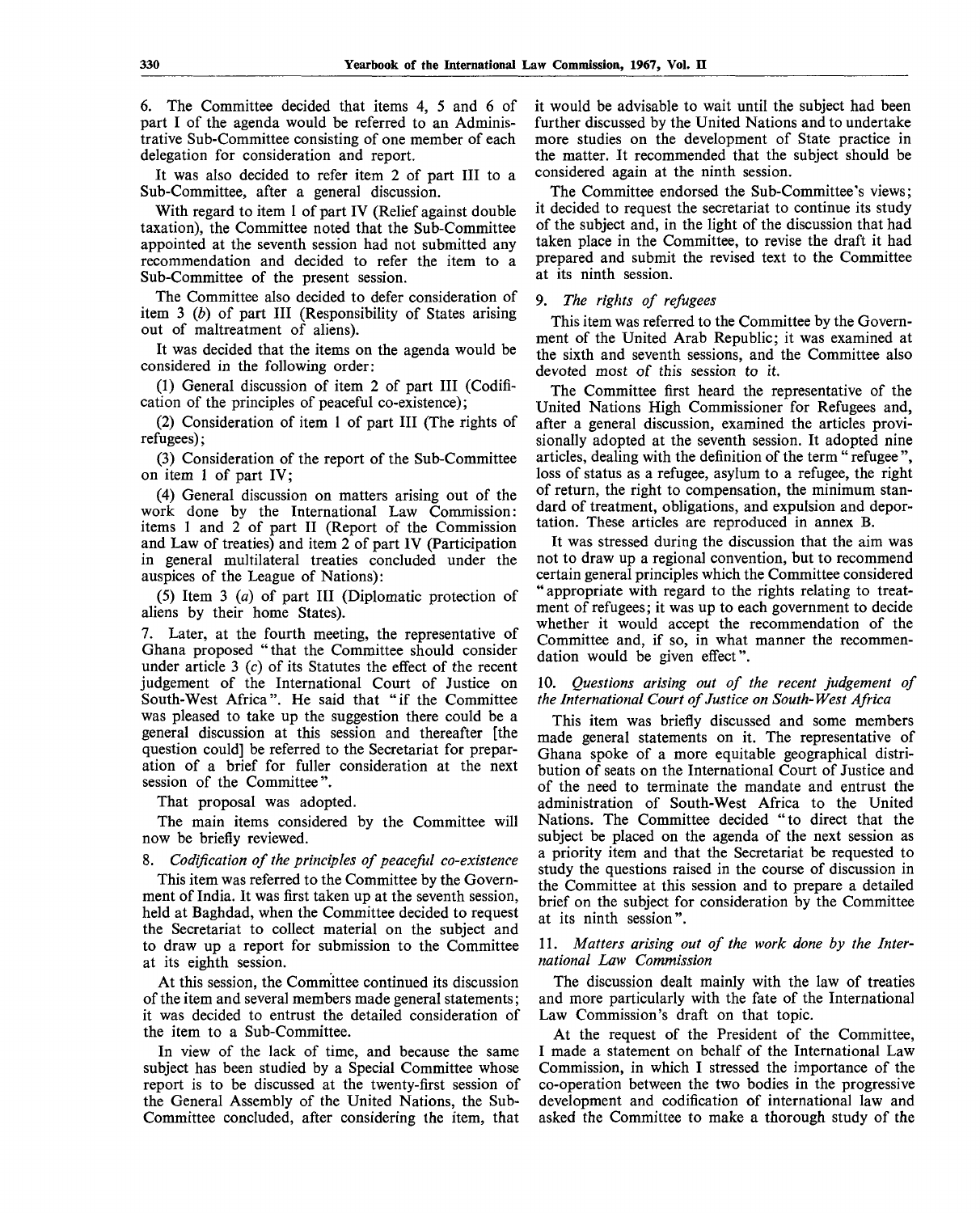6. The Committee decided that items 4, 5 and 6 of part I of the agenda would be referred to an Administrative Sub-Committee consisting of one member of each delegation for consideration and report.

It was also decided to refer item 2 of part III to a Sub-Committee, after a general discussion.

With regard to item 1 of part IV (Relief against double taxation), the Committee noted that the Sub-Committee appointed at the seventh session had not submitted any recommendation and decided to refer the item to a Sub-Committee of the present session.

The Committee also decided to defer consideration of item 3 (*b*) of part III (Responsibility of States arising out of maltreatment of aliens).

It was decided that the items on the agenda would be considered in the following order:

(1) General discussion of item 2 of part III (Codification of the principles of peaceful co-existence);

(2) Consideration of item 1 of part III (The rights of refugees);

(3) Consideration of the report of the Sub-Committee on item 1 of part IV;

(4) General discussion on matters arising out of the work done by the International Law Commission: items 1 and 2 of part II (Report of the Commission and Law of treaties) and item 2 of part IV (Participation in general multilateral treaties concluded under the auspices of the League of Nations):

(5) Item 3 (*a*) of part III (Diplomatic protection of aliens by their home States).

7. Later, at the fourth meeting, the representative of Ghana proposed "that the Committee should consider under article 3 (*c*) of its Statutes the effect of the recent judgement of the International Court of Justice on South-West Africa". He said that "if the Committee was pleased to take up the suggestion there could be a general discussion at this session and thereafter [the question could] be referred to the Secretariat for preparation of a brief for fuller consideration at the next session of the Committee".

That proposal was adopted.

The main items considered by the Committee will now be briefly reviewed.

8. *Codification of the principles of peaceful co-existence*

This item was referred to the Committee by the Government of India. It was first taken up at the seventh session, held at Baghdad, when the Committee decided to request the Secretariat to collect material on the subject and to draw up a report for submission to the Committee at its eighth session.

At this session, the Committee continued its discussion of the item and several members made general statements; it was decided to entrust the detailed consideration of the item to a Sub-Committee.

In view of the lack of time, and because the same subject has been studied by a Special Committee whose report is to be discussed at the twenty-first session of the General Assembly of the United Nations, the Sub-Committee concluded, after considering the item, that it would be advisable to wait until the subject had been further discussed by the United Nations and to undertake more studies on the development of State practice in the matter. It recommended that the subject should be considered again at the ninth session.

The Committee endorsed the Sub-Committee's views; it decided to request the secretariat to continue its study of the subject and, in the light of the discussion that had taken place in the Committee, to revise the draft it had prepared and submit the revised text to the Committee at its ninth session.

9. *The rights of refugees*

This item was referred to the Committee by the Government of the United Arab Republic; it was examined at the sixth and seventh sessions, and the Committee also devoted most of this session to it.

The Committee first heard the representative of the United Nations High Commissioner for Refugees and, after a general discussion, examined the articles provisionally adopted at the seventh session. It adopted nine articles, dealing with the definition of the term "refugee", loss of status as a refugee, asylum to a refugee, the right of return, the right to compensation, the minimum standard of treatment, obligations, and expulsion and deportation. These articles are reproduced in annex B.

It was stressed during the discussion that the aim was not to draw up a regional convention, but to recommend certain general principles which the Committee considered "appropriate with regard to the rights relating to treatment of refugees; it was up to each government to decide whether it would accept the recommendation of the Committee and, if so, in what manner the recommendation would be given effect".

10. *Questions arising out of the recent judgement of the International Court of Justice on South-West Africa*

This item was briefly discussed and some members made general statements on it. The representative of Ghana spoke of a more equitable geographical distribution of seats on the International Court of Justice and of the need to terminate the mandate and entrust the administration of South-West Africa to the United Nations. The Committee decided "to direct that the subject be placed on the agenda of the next session as a priority item and that the Secretariat be requested to study the questions raised in the course of discussion in the Committee at this session and to prepare a detailed brief on the subject for consideration by the Committee at its ninth session".

11. *Matters arising out of the work done by the International Law Commission*

The discussion dealt mainly with the law of treaties and more particularly with the fate of the International Law Commission's draft on that topic.

At the request of the President of the Committee, I made a statement on behalf of the International Law Commission, in which I stressed the importance of the co-operation between the two bodies in the progressive development and codification of international law and asked the Committee to make a thorough study of the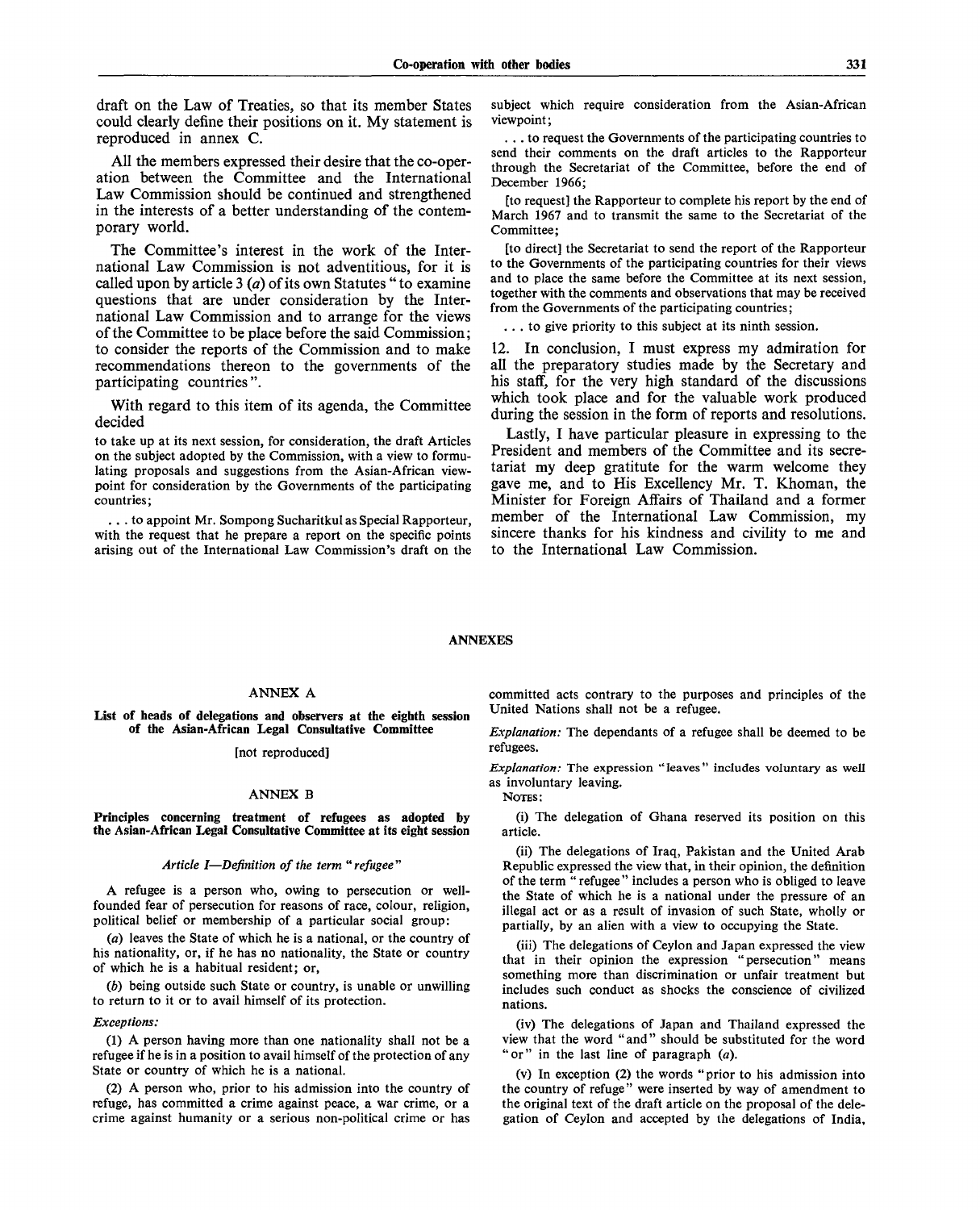draft on the Law of Treaties, so that its member States could clearly define their positions on it. My statement is reproduced in annex C.

All the members expressed their desire that the co-operation between the Committee and the International Law Commission should be continued and strengthened in the interests of a better understanding of the contemporary world.

The Committee's interest in the work of the International Law Commission is not adventitious, for it is called upon by article 3 (*a*) of its own Statutes "to examine questions that are under consideration by the International Law Commission and to arrange for the views of the Committee to be place before the said Commission; to consider the reports of the Commission and to make recommendations thereon to the governments of the participating countries".

With regard to this item of its agenda, the Committee decided

to take up at its next session, for consideration, the draft Articles on the subject adopted by the Commission, with a view to formulating proposals and suggestions from the Asian-African viewpoint for consideration by the Governments of the participating countries;

. . . to appoint Mr. Sompong Sucharitkul as Special Rapporteur, with the request that he prepare a report on the specific points arising out of the International Law Commission's draft on the subject which require consideration from the Asian-African viewpoint;

. . . to request the Governments of the participating countries to send their comments on the draft articles to the Rapporteur through the Secretariat of the Committee, before the end of December 1966;

[to request] the Rapporteur to complete his report by the end of March 1967 and to transmit the same to the Secretariat of the Committee;

[to direct] the Secretariat to send the report of the Rapporteur to the Governments of the participating countries for their views and to place the same before the Committee at its next session, together with the comments and observations that may be received from the Governments of the participating countries;

. . . to give priority to this subject at its ninth session.

12. In conclusion, I must express my admiration for all the preparatory studies made by the Secretary and his staff, for the very high standard of the discussions which took place and for the valuable work produced during the session in the form of reports and resolutions.

Lastly, I have particular pleasure in expressing to the President and members of the Committee and its secretariat my deep gratitude for the warm welcome they gave me, and to His Excellency Mr. T. Khoman, the Minister for Foreign Affairs of Thailand and a former member of the International Law Commission, my sincere thanks for his kindness and civility to me and to the International Law Commission.

## ANNEXES

### ANNEX A

**List of heads of delegations and observers at the eighth session of the Asian-African Legal Consultative Committee**

[not reproduced]

### ANNEX B

**Principles concerning treatment of refugees as adopted by the Asian-African Legal Consultative Committee at its eight session**

*Article I—Definition of the term "refugee"*

A refugee is a person who, owing to persecution or well-founded fear of persecution for reasons of race, colour, religion, political belief or membership of a particular social group:

(*a*) leaves the State of which he is a national, or the country of his nationality, or, if he has no nationality, the State or country of which he is a habitual resident; or,

(*b*) being outside such State or country, is unable or unwilling to return to it or to avail himself of its protection.

*Exceptions:*

(1) A person having more than one nationality shall not be a refugee if he is in a position to avail himself of the protection of any State or country of which he is a national.

(2) A person who, prior to his admission into the country of refuge, has committed a crime against peace, a war crime, or a crime against humanity or a serious non-political crime or has committed acts contrary to the purposes and principles of the United Nations shall not be a refugee.

*Explanation:* The dependants of a refugee shall be deemed to be refugees.

*Explanation:* The expression "leaves" includes voluntary as well as involuntary leaving.

NOTES:

(i) The delegation of Ghana reserved its position on this article.

(ii) The delegations of Iraq, Pakistan and the United Arab Republic expressed the view that, in their opinion, the definition of the term "refugee" includes a person who is obliged to leave the State of which he is a national under the pressure of an illegal act or as a result of invasion of such State, wholly or partially, by an alien with a view to occupying the State.

(iii) The delegations of Ceylon and Japan expressed the view that in their opinion the expression "persecution" means something more than discrimination or unfair treatment but includes such conduct as shocks the conscience of civilized nations.

(iv) The delegations of Japan and Thailand expressed the view that the word "and" should be substituted for the word "or" in the last line of paragraph (*a*).

(v) In exception (2) the words "prior to his admission into the country of refuge" were inserted by way of amendment to the original text of the draft article on the proposal of the delegation of Ceylon and accepted by the delegations of India,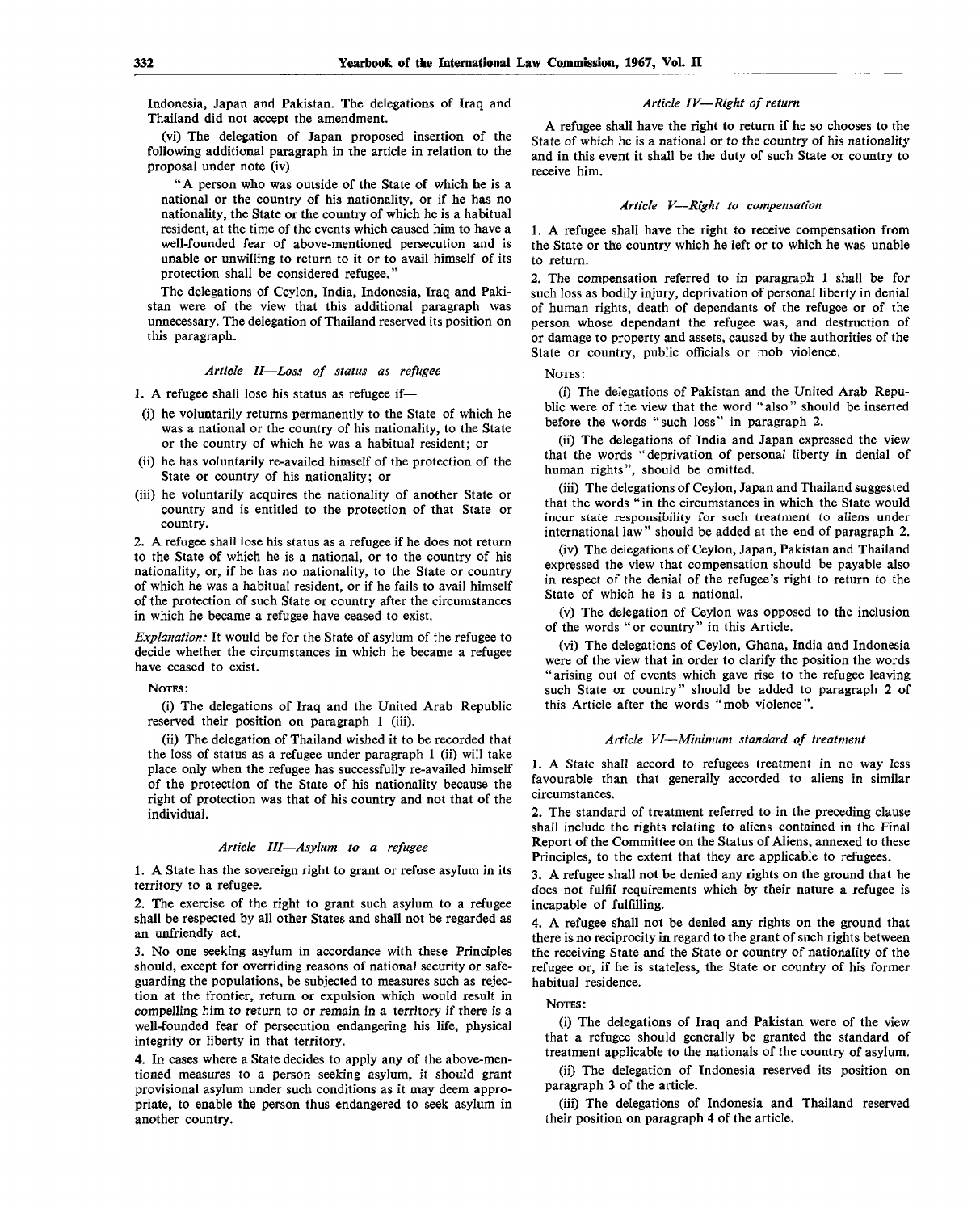Indonesia, Japan and Pakistan. The delegations of Iraq and Thailand did not accept the amendment.

(vi) The delegation of Japan proposed insertion of the following additional paragraph in the article in relation to the proposal under note (iv)

"A person who was outside of the State of which he is a national or the country of his nationality, or if he has no nationality, the State or the country of which he is a habitual resident, at the time of the events which caused him to have a well-founded fear of above-mentioned persecution and is unable or unwilling to return to it or to avail himself of its protection shall be considered refugee."

The delegations of Ceylon, India, Indonesia, Iraq and Pakistan were of the view that this additional paragraph was unnecessary. The delegation of Thailand reserved its position on this paragraph.

### *Article II—Loss of status as refugee*

1. A refugee shall lose his status as refugee if—

(i) he voluntarily returns permanently to the State of which he was a national or the country of his nationality, to the State or the country of which he was a habitual resident; or

(ii) he has voluntarily re-availed himself of the protection of the State or country of his nationality; or

(iii) he voluntarily acquires the nationality of another State or country and is entitled to the protection of that State or country.

2. A refugee shall lose his status as a refugee if he does not return to the State of which he is a national, or to the country of his nationality, or, if he has no nationality, to the State or country of which he was a habitual resident, or if he fails to avail himself of the protection of such State or country after the circumstances in which he became a refugee have ceased to exist.

*Explanation:* It would be for the State of asylum of the refugee to decide whether the circumstances in which he became a refugee have ceased to exist.

NOTES:

(i) The delegations of Iraq and the United Arab Republic reserved their position on paragraph 1 (iii).

(ii) The delegation of Thailand wished it to be recorded that the loss of status as a refugee under paragraph 1 (ii) will take place only when the refugee has successfully re-availed himself of the protection of the State of his nationality because the right of protection was that of his country and not that of the individual.

### *Article III—Asylum to a refugee*

1. A State has the sovereign right to grant or refuse asylum in its territory to a refugee.

2. The exercise of the right to grant such asylum to a refugee shall be respected by all other States and shall not be regarded as an unfriendly act.

3. No one seeking asylum in accordance with these Principles should, except for overriding reasons of national security or safeguarding the populations, be subjected to measures such as rejection at the frontier, return or expulsion which would result in compelling him to return to or remain in a territory if there is a well-founded fear of persecution endangering his life, physical integrity or liberty in that territory.

4. In cases where a State decides to apply any of the above-mentioned measures to a person seeking asylum, it should grant provisional asylum under such conditions as it may deem appropriate, to enable the person thus endangered to seek asylum in another country.

### *Article IV—Right of return*

A refugee shall have the right to return if he so chooses to the State of which he is a national or to the country of his nationality and in this event it shall be the duty of such State or country to receive him.

### *Article V—Right to compensation*

1. A refugee shall have the right to receive compensation from the State or the country which he left or to which he was unable to return.

2. The compensation referred to in paragraph 1 shall be for such loss as bodily injury, deprivation of personal liberty in denial of human rights, death of dependants of the refugee or of the person whose dependant the refugee was, and destruction of or damage to property and assets, caused by the authorities of the State or country, public officials or mob violence.

NOTES:

(i) The delegations of Pakistan and the United Arab Republic were of the view that the word "also" should be inserted before the words "such loss" in paragraph 2.

(ii) The delegations of India and Japan expressed the view that the words "deprivation of personal liberty in denial of human rights", should be omitted.

(iii) The delegations of Ceylon, Japan and Thailand suggested that the words "in the circumstances in which the State would incur state responsibility for such treatment to aliens under international law" should be added at the end of paragraph 2.

(iv) The delegations of Ceylon, Japan, Pakistan and Thailand expressed the view that compensation should be payable also in respect of the denial of the refugee's right to return to the State of which he is a national.

(v) The delegation of Ceylon was opposed to the inclusion of the words "or country" in this Article.

(vi) The delegations of Ceylon, Ghana, India and Indonesia were of the view that in order to clarify the position the words "arising out of events which gave rise to the refugee leaving such State or country" should be added to paragraph 2 of this Article after the words "mob violence".

### *Article VI—Minimum standard of treatment*

1. A State shall accord to refugees treatment in no way less favourable than that generally accorded to aliens in similar circumstances.

2. The standard of treatment referred to in the preceding clause shall include the rights relating to aliens contained in the Final Report of the Committee on the Status of Aliens, annexed to these Principles, to the extent that they are applicable to refugees.

3. A refugee shall not be denied any rights on the ground that he does not fulfil requirements which by their nature a refugee is incapable of fulfilling.

4. A refugee shall not be denied any rights on the ground that there is no reciprocity in regard to the grant of such rights between the receiving State and the State or country of nationality of the refugee or, if he is stateless, the State or country of his former habitual residence.

NOTES:

(i) The delegations of Iraq and Pakistan were of the view that a refugee should generally be granted the standard of treatment applicable to the nationals of the country of asylum.

(ii) The delegation of Indonesia reserved its position on paragraph 3 of the article.

(iii) The delegations of Indonesia and Thailand reserved their position on paragraph 4 of the article.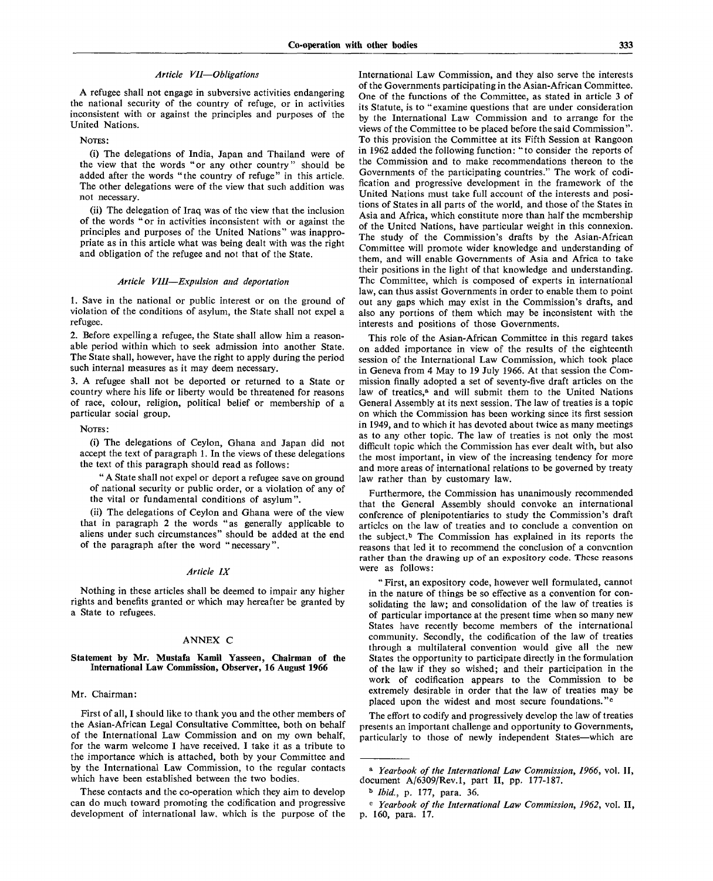*Article VII—Obligations*

A refugee shall not engage in subversive activities endangering the national security of the country of refuge, or in activities inconsistent with or against the principles and purposes of the United Nations.

NOTES:

(i) The delegations of India, Japan and Thailand were of the view that the words "or any other country" should be added after the words "the country of refuge" in this article. The other delegations were of the view that such addition was not necessary.

(ii) The delegation of Iraq was of the view that the inclusion of the words "or in activities inconsistent with or against the principles and purposes of the United Nations" was inappropriate as in this article what was being dealt with was the right and obligation of the refugee and not that of the State.

*Article VIII—Expulsion and deportation*

1. Save in the national or public interest or on the ground of violation of the conditions of asylum, the State shall not expel a refugee.

2. Before expelling a refugee, the State shall allow him a reasonable period within which to seek admission into another State. The State shall, however, have the right to apply during the period such internal measures as it may deem necessary.

3. A refugee shall not be deported or returned to a State or country where his life or liberty would be threatened for reasons of race, colour, religion, political belief or membership of a particular social group.

NOTES:

(i) The delegations of Ceylon, Ghana and Japan did not accept the text of paragraph 1. In the views of these delegations the text of this paragraph should read as follows:

"A State shall not expel or deport a refugee save on ground of national security or public order, or a violation of any of the vital or fundamental conditions of asylum".

(ii) The delegations of Ceylon and Ghana were of the view that in paragraph 2 the words "as generally applicable to aliens under such circumstances" should be added at the end of the paragraph after the word "necessary".

*Article IX*

Nothing in these articles shall be deemed to impair any higher rights and benefits granted or which may hereafter be granted by a State to refugees.

## ANNEX C

### Statement by Mr. Mustafa Kamil Yasseen, Chairman of the International Law Commission, Observer, 16 August 1966

Mr. Chairman:

First of all, I should like to thank you and the other members of the Asian-African Legal Consultative Committee, both on behalf of the International Law Commission and on my own behalf, for the warm welcome I have received. I take it as a tribute to the importance which is attached, both by your Committee and by the International Law Commission, to the regular contacts which have been established between the two bodies.

These contacts and the co-operation which they aim to develop can do much toward promoting the codification and progressive development of international law, which is the purpose of the International Law Commission, and they also serve the interests of the Governments participating in the Asian-African Committee. One of the functions of the Committee, as stated in article 3 of its Statute, is to "examine questions that are under consideration by the International Law Commission and to arrange for the views of the Committee to be placed before the said Commission". To this provision the Committee at its Fifth Session at Rangoon in 1962 added the following function: "to consider the reports of the Commission and to make recommendations thereon to the Governments of the participating countries." The work of codification and progressive development in the framework of the United Nations must take full account of the interests and positions of States in all parts of the world, and those of the States in Asia and Africa, which constitute more than half the membership of the United Nations, have particular weight in this connexion. The study of the Commission's drafts by the Asian-African Committee will promote wider knowledge and understanding of them, and will enable Governments of Asia and Africa to take their positions in the light of that knowledge and understanding. The Committee, which is composed of experts in international law, can thus assist Governments in order to enable them to point out any gaps which may exist in the Commission's drafts, and also any portions of them which may be inconsistent with the interests and positions of those Governments.

This role of the Asian-African Committee in this regard takes on added importance in view of the results of the eighteenth session of the International Law Commission, which took place in Geneva from 4 May to 19 July 1966. At that session the Commission finally adopted a set of seventy-five draft articles on the law of treatics,[a] and will submit them to the United Nations General Assembly at its next session. The law of treaties is a topic on which the Commission has been working since its first session in 1949, and to which it has devoted about twice as many meetings as to any other topic. The law of treaties is not only the most difficult topic which the Commission has ever dealt with, but also the most important, in view of the increasing tendency for more and more areas of international relations to be governed by treaty law rather than by customary law.

Furthermore, the Commission has unanimously recommended that the General Assembly should convoke an international conference of plenipotentiaries to study the Commission's draft articles on the law of treaties and to conclude a convention on the subject.[b] The Commission has explained in its reports the reasons that led it to recommend the conclusion of a convention rather than the drawing up of an expository code. These reasons were as follows:

"First, an expository code, however well formulated, cannot in the nature of things be so effective as a convention for consolidating the law; and consolidation of the law of treaties is of particular importance at the present time when so many new States have recently become members of the international community. Secondly, the codification of the law of treaties through a multilateral convention would give all the new States the opportunity to participate directly in the formulation of the law if they so wished; and their participation in the work of codification appears to the Commission to be extremely desirable in order that the law of treaties may be placed upon the widest and most secure foundations."[c]

The effort to codify and progressively develop the law of treaties presents an important challenge and opportunity to Governments, particularly to those of newly independent States—which are

---

[a] *Yearbook of the International Law Commission, 1966*, vol. II, document A/6309/Rev.1, part II, pp. 177-187.

[b] *Ibid.*, p. 177, para. 36.

[c] *Yearbook of the International Law Commission, 1962*, vol. II, p. 160, para. 17.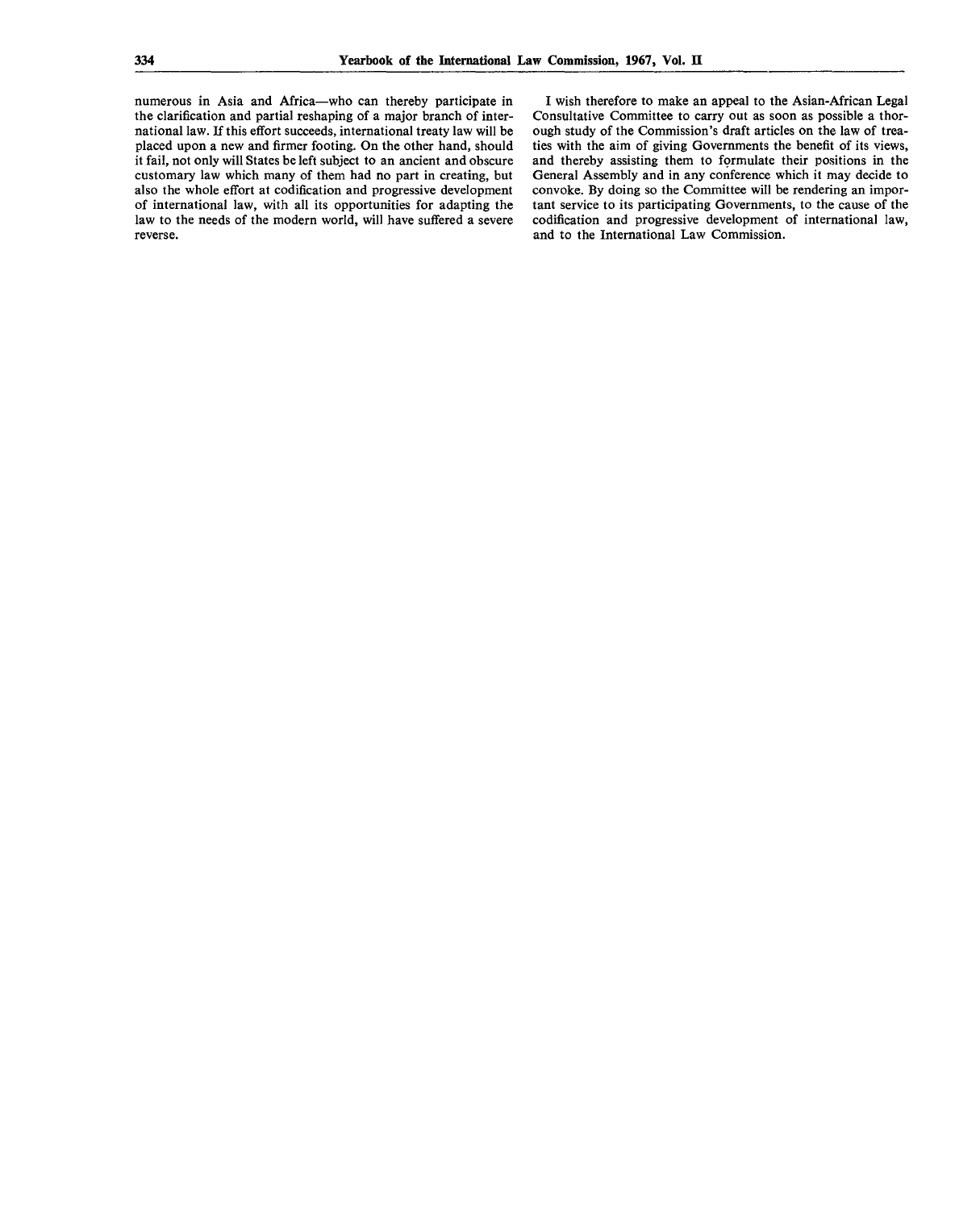numerous in Asia and Africa—who can thereby participate in the clarification and partial reshaping of a major branch of international law. If this effort succeeds, international treaty law will be placed upon a new and firmer footing. On the other hand, should it fail, not only will States be left subject to an ancient and obscure customary law which many of them had no part in creating, but also the whole effort at codification and progressive development of international law, with all its opportunities for adapting the law to the needs of the modern world, will have suffered a severe reverse.

I wish therefore to make an appeal to the Asian-African Legal Consultative Committee to carry out as soon as possible a thorough study of the Commission's draft articles on the law of treaties with the aim of giving Governments the benefit of its views, and thereby assisting them to formulate their positions in the General Assembly and in any conference which it may decide to convoke. By doing so the Committee will be rendering an important service to its participating Governments, to the cause of the codification and progressive development of international law, and to the International Law Commission.